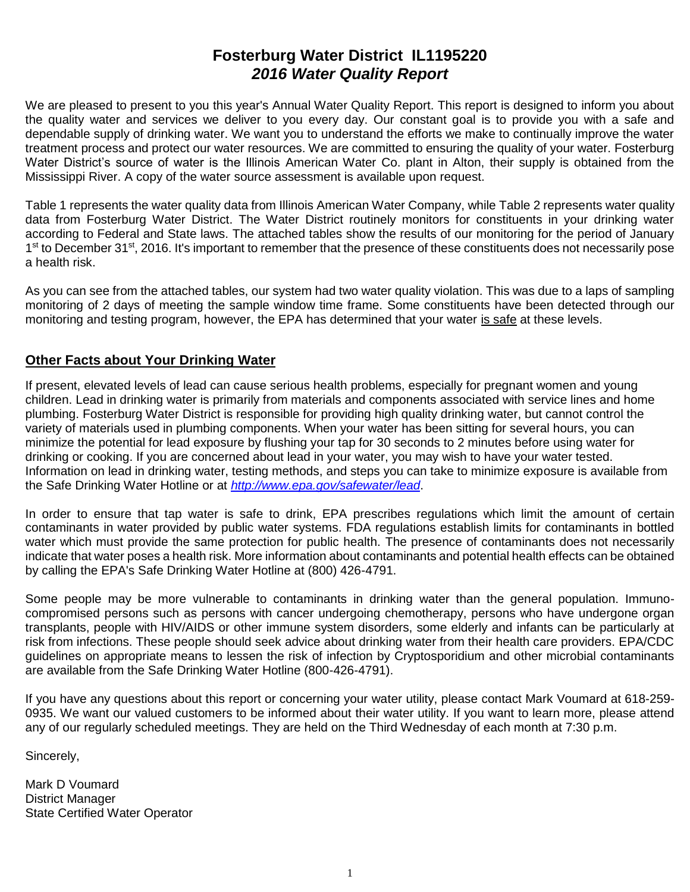# Fosterburg Water District IL1195220

## *2016 Water Quality Report*

We are pleased to present to you this year's Annual Water Quality Report. This report is designed to inform you about the quality water and services we deliver to you every day. Our constant goal is to provide you with a safe and dependable supply of drinking water. We want you to understand the efforts we make to continually improve the water treatment process and protect our water resources. We are committed to ensuring the quality of your water. Fosterburg Water District's source of water is the Illinois American Water Co. plant in Alton, their supply is obtained from the Mississippi River. A copy of the water source assessment is available upon request.

Table 1 represents the water quality data from Illinois American Water Company, while Table 2 represents water quality data from Fosterburg Water District. The Water District routinely monitors for constituents in your drinking water according to Federal and State laws. The attached tables show the results of our monitoring for the period of January 1st to December 31st, 2016. It's important to remember that the presence of these constituents does not necessarily pose a health risk.

As you can see from the attached tables, our system had two water quality violation. This was due to a laps of sampling monitoring of 2 days of meeting the sample window time frame. Some constituents have been detected through our monitoring and testing program, however, the EPA has determined that your water is safe at these levels.

## Other Facts about Your Drinking Water

If present, elevated levels of lead can cause serious health problems, especially for pregnant women and young children. Lead in drinking water is primarily from materials and components associated with service lines and home plumbing. Fosterburg Water District is responsible for providing high quality drinking water, but cannot control the variety of materials used in plumbing components. When your water has been sitting for several hours, you can minimize the potential for lead exposure by flushing your tap for 30 seconds to 2 minutes before using water for drinking or cooking. If you are concerned about lead in your water, you may wish to have your water tested. Information on lead in drinking water, testing methods, and steps you can take to minimize exposure is available from the Safe Drinking Water Hotline or at *http://www.epa.gov/safewater/lead*.

In order to ensure that tap water is safe to drink, EPA prescribes regulations which limit the amount of certain contaminants in water provided by public water systems. FDA regulations establish limits for contaminants in bottled water which must provide the same protection for public health. The presence of contaminants does not necessarily indicate that water poses a health risk. More information about contaminants and potential health effects can be obtained by calling the EPA's Safe Drinking Water Hotline at (800) 426-4791.

Some people may be more vulnerable to contaminants in drinking water than the general population. Immuno-compromised persons such as persons with cancer undergoing chemotherapy, persons who have undergone organ transplants, people with HIV/AIDS or other immune system disorders, some elderly and infants can be particularly at risk from infections. These people should seek advice about drinking water from their health care providers. EPA/CDC guidelines on appropriate means to lessen the risk of infection by Cryptosporidium and other microbial contaminants are available from the Safe Drinking Water Hotline (800-426-4791).

If you have any questions about this report or concerning your water utility, please contact Mark Voumard at 618-259-0935. We want our valued customers to be informed about their water utility. If you want to learn more, please attend any of our regularly scheduled meetings. They are held on the Third Wednesday of each month at 7:30 p.m.

Sincerely,

Mark D Voumard
District Manager
State Certified Water Operator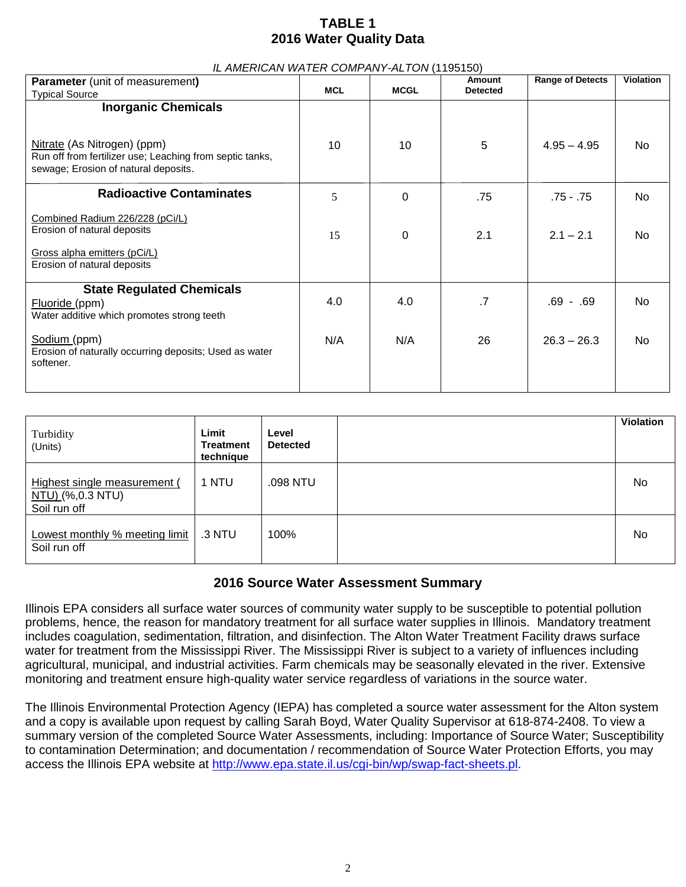# TABLE 1
# 2016 Water Quality Data

*IL AMERICAN WATER COMPANY-ALTON* (1195150)

| **Parameter** (unit of measurement) Typical Source | MCL | MCGL | Amount Detected | Range of Detects | Violation |
|---|---|---|---|---|---|
| **Inorganic Chemicals** | | | | | |
| Nitrate (As Nitrogen) (ppm) Run off from fertilizer use; Leaching from septic tanks, sewage; Erosion of natural deposits. | 10 | 10 | 5 | 4.95 – 4.95 | No |
| **Radioactive Contaminates** | | | | | |
| Combined Radium 226/228 (pCi/L) Erosion of natural deposits | 5 | 0 | .75 | .75 - .75 | No |
| Gross alpha emitters (pCi/L) Erosion of natural deposits | 15 | 0 | 2.1 | 2.1 – 2.1 | No |
| **State Regulated Chemicals** | | | | | |
| Fluoride (ppm) Water additive which promotes strong teeth | 4.0 | 4.0 | .7 | .69 - .69 | No |
| Sodium (ppm) Erosion of naturally occurring deposits; Used as water softener. | N/A | N/A | 26 | 26.3 – 26.3 | No |

| Turbidity (Units) | Limit Treatment technique | Level Detected | | Violation |
|---|---|---|---|---|
| Highest single measurement ( NTU) (%,0.3 NTU) Soil run off | 1 NTU | .098 NTU | | No |
| Lowest monthly % meeting limit Soil run off | .3 NTU | 100% | | No |

## 2016 Source Water Assessment Summary

Illinois EPA considers all surface water sources of community water supply to be susceptible to potential pollution problems, hence, the reason for mandatory treatment for all surface water supplies in Illinois. Mandatory treatment includes coagulation, sedimentation, filtration, and disinfection. The Alton Water Treatment Facility draws surface water for treatment from the Mississippi River. The Mississippi River is subject to a variety of influences including agricultural, municipal, and industrial activities. Farm chemicals may be seasonally elevated in the river. Extensive monitoring and treatment ensure high-quality water service regardless of variations in the source water.

The Illinois Environmental Protection Agency (IEPA) has completed a source water assessment for the Alton system and a copy is available upon request by calling Sarah Boyd, Water Quality Supervisor at 618-874-2408. To view a summary version of the completed Source Water Assessments, including: Importance of Source Water; Susceptibility to contamination Determination; and documentation / recommendation of Source Water Protection Efforts, you may access the Illinois EPA website at http://www.epa.state.il.us/cgi-bin/wp/swap-fact-sheets.pl.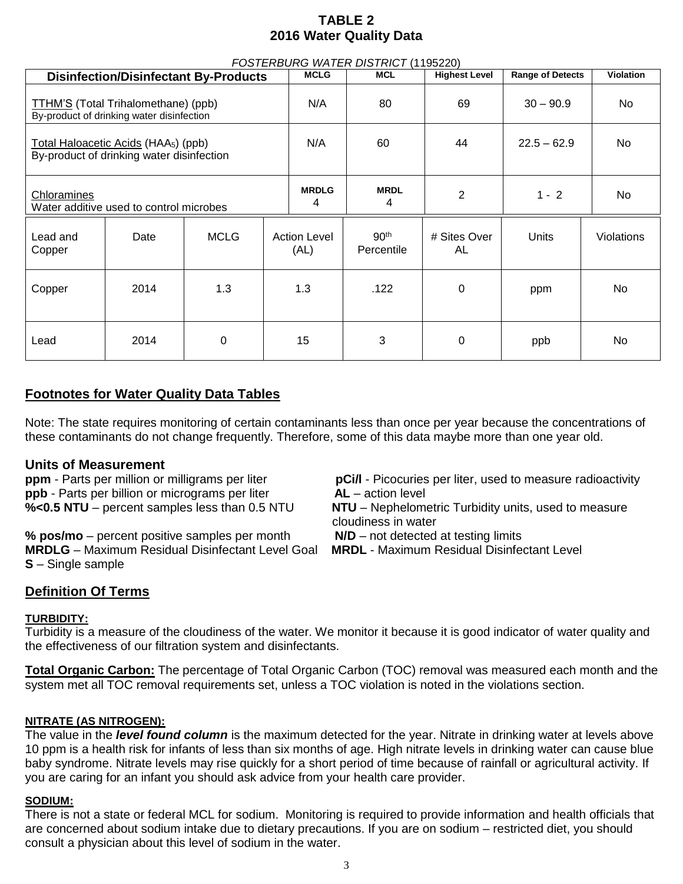# TABLE 2
## 2016 Water Quality Data

*FOSTERBURG WATER DISTRICT* (1195220)

| Disinfection/Disinfectant By-Products | MCLG | MCL | Highest Level | Range of Detects | Violation |
|---|---|---|---|---|---|
| TTHM'S (Total Trihalomethane) (ppb) By-product of drinking water disinfection | N/A | 80 | 69 | 30 – 90.9 | No |
| Total Haloacetic Acids ($HAA_5$) (ppb) By-product of drinking water disinfection | N/A | 60 | 44 | 22.5 – 62.9 | No |
| Chloramines Water additive used to control microbes | **MRDLG** 4 | **MRDL** 4 | 2 | 1 - 2 | No |

| Lead and Copper | Date | MCLG | Action Level (AL) | 90th Percentile | # Sites Over AL | Units | Violations |
|---|---|---|---|---|---|---|---|
| Copper | 2014 | 1.3 | 1.3 | .122 | 0 | ppm | No |
| Lead | 2014 | 0 | 15 | 3 | 0 | ppb | No |

## Footnotes for Water Quality Data Tables

Note: The state requires monitoring of certain contaminants less than once per year because the concentrations of these contaminants do not change frequently. Therefore, some of this data maybe more than one year old.

### Units of Measurement

**ppm** - Parts per million or milligrams per liter
**ppb** - Parts per billion or micrograms per liter
**%<0.5 NTU** – percent samples less than 0.5 NTU
**% pos/mo** – percent positive samples per month
**MRDLG** – Maximum Residual Disinfectant Level Goal
**S** – Single sample
**pCi/l** - Picocuries per liter, used to measure radioactivity
**AL** – action level
**NTU** – Nephelometric Turbidity units, used to measure cloudiness in water
**N/D** – not detected at testing limits
**MRDL** - Maximum Residual Disinfectant Level

## Definition Of Terms

**TURBIDITY:**
Turbidity is a measure of the cloudiness of the water. We monitor it because it is good indicator of water quality and the effectiveness of our filtration system and disinfectants.

**Total Organic Carbon:** The percentage of Total Organic Carbon (TOC) removal was measured each month and the system met all TOC removal requirements set, unless a TOC violation is noted in the violations section.

**NITRATE (AS NITROGEN):**
The value in the ***level found column*** is the maximum detected for the year. Nitrate in drinking water at levels above 10 ppm is a health risk for infants of less than six months of age. High nitrate levels in drinking water can cause blue baby syndrome. Nitrate levels may rise quickly for a short period of time because of rainfall or agricultural activity. If you are caring for an infant you should ask advice from your health care provider.

**SODIUM:**
There is not a state or federal MCL for sodium. Monitoring is required to provide information and health officials that are concerned about sodium intake due to dietary precautions. If you are on sodium – restricted diet, you should consult a physician about this level of sodium in the water.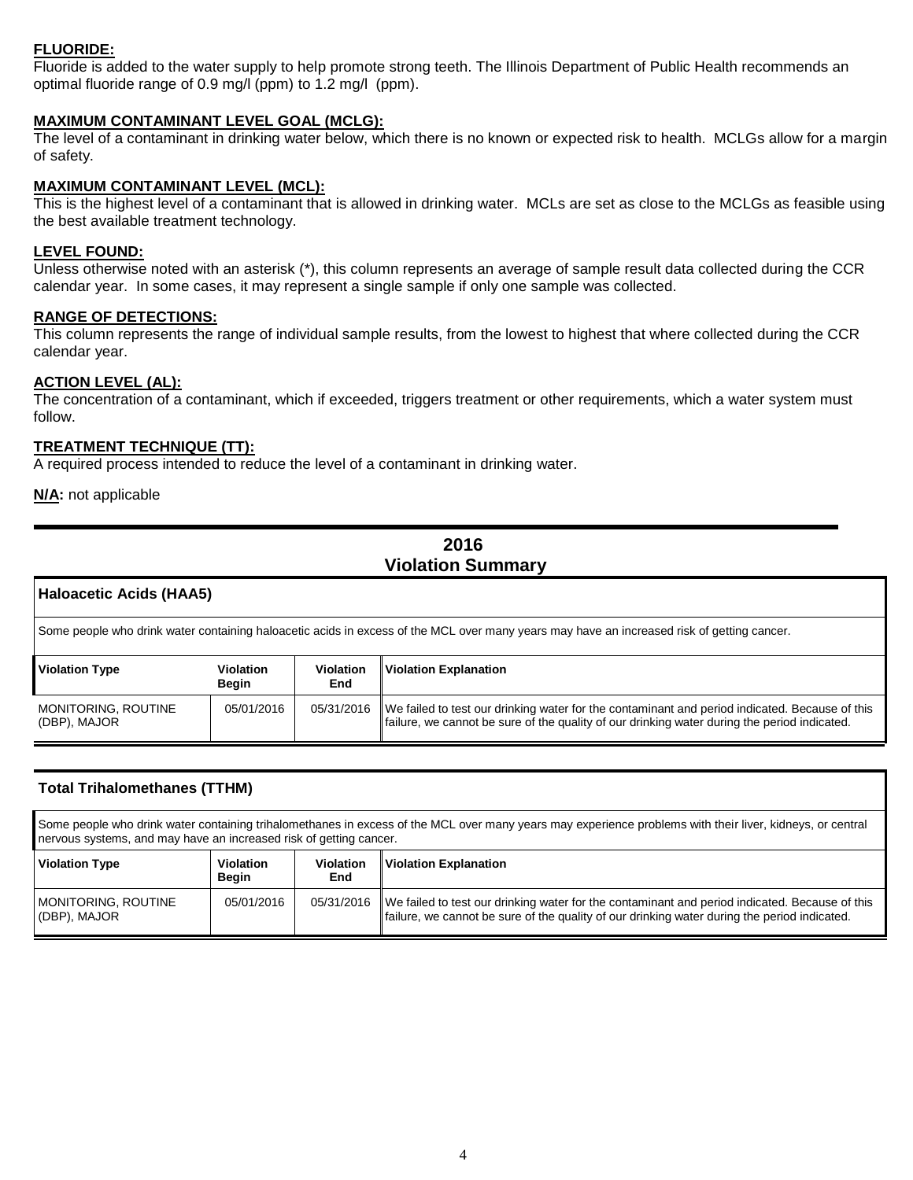**FLUORIDE:**
Fluoride is added to the water supply to help promote strong teeth. The Illinois Department of Public Health recommends an optimal fluoride range of 0.9 mg/l (ppm) to 1.2 mg/l (ppm).

**MAXIMUM CONTAMINANT LEVEL GOAL (MCLG):**
The level of a contaminant in drinking water below, which there is no known or expected risk to health. MCLGs allow for a margin of safety.

**MAXIMUM CONTAMINANT LEVEL (MCL):**
This is the highest level of a contaminant that is allowed in drinking water. MCLs are set as close to the MCLGs as feasible using the best available treatment technology.

**LEVEL FOUND:**
Unless otherwise noted with an asterisk (*), this column represents an average of sample result data collected during the CCR calendar year. In some cases, it may represent a single sample if only one sample was collected.

**RANGE OF DETECTIONS:**
This column represents the range of individual sample results, from the lowest to highest that where collected during the CCR calendar year.

**ACTION LEVEL (AL):**
The concentration of a contaminant, which if exceeded, triggers treatment or other requirements, which a water system must follow.

**TREATMENT TECHNIQUE (TT):**
A required process intended to reduce the level of a contaminant in drinking water.

**N/A:** not applicable

## 2016 Violation Summary

### Haloacetic Acids (HAA5)

Some people who drink water containing haloacetic acids in excess of the MCL over many years may have an increased risk of getting cancer.

| Violation Type | Violation Begin | Violation End | Violation Explanation |
|---|---|---|---|
| MONITORING, ROUTINE (DBP), MAJOR | 05/01/2016 | 05/31/2016 | We failed to test our drinking water for the contaminant and period indicated. Because of this failure, we cannot be sure of the quality of our drinking water during the period indicated. |

### Total Trihalomethanes (TTHM)

Some people who drink water containing trihalomethanes in excess of the MCL over many years may experience problems with their liver, kidneys, or central nervous systems, and may have an increased risk of getting cancer.

| Violation Type | Violation Begin | Violation End | Violation Explanation |
|---|---|---|---|
| MONITORING, ROUTINE (DBP), MAJOR | 05/01/2016 | 05/31/2016 | We failed to test our drinking water for the contaminant and period indicated. Because of this failure, we cannot be sure of the quality of our drinking water during the period indicated. |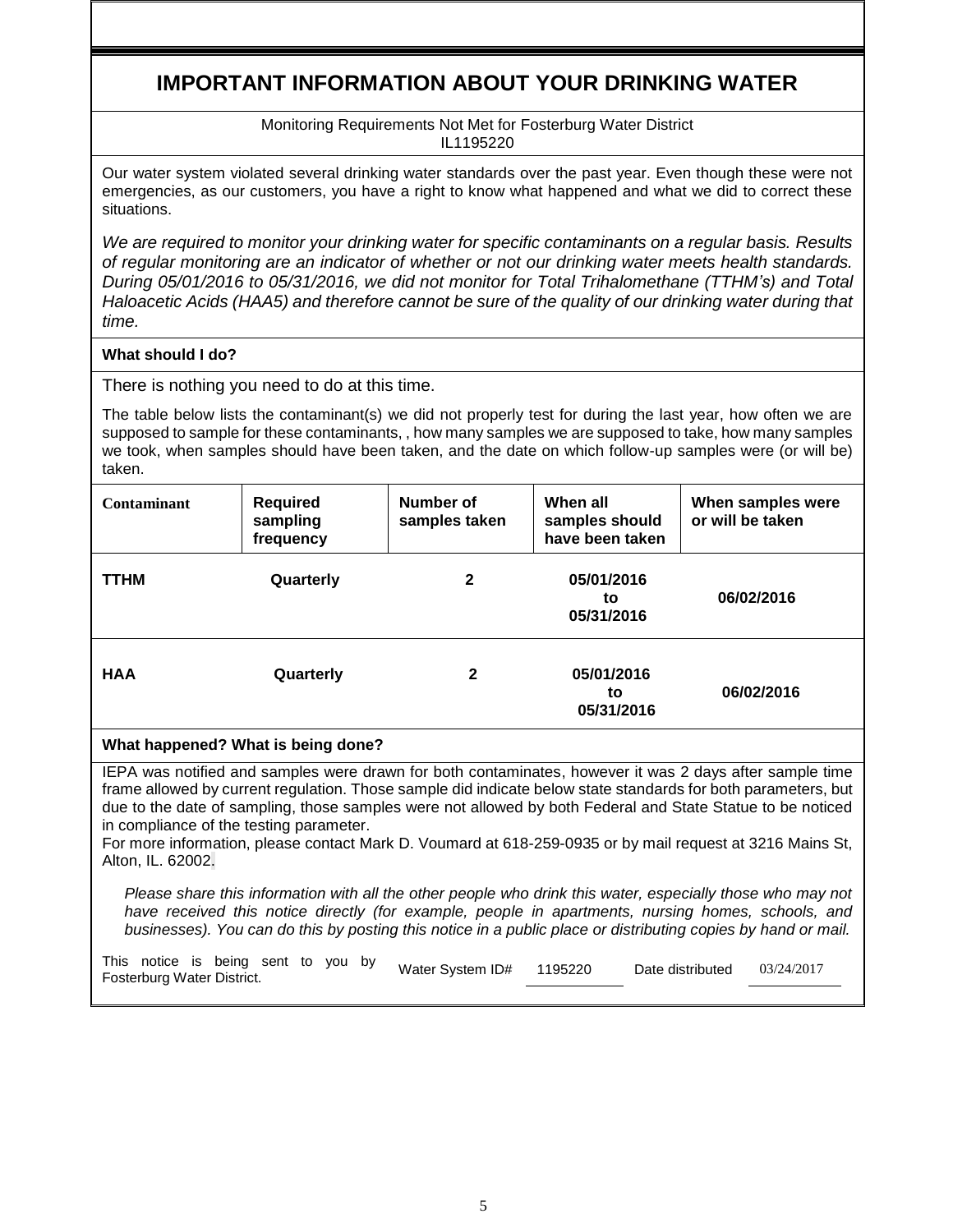# IMPORTANT INFORMATION ABOUT YOUR DRINKING WATER

Monitoring Requirements Not Met for Fosterburg Water District
IL1195220

Our water system violated several drinking water standards over the past year. Even though these were not emergencies, as our customers, you have a right to know what happened and what we did to correct these situations.

*We are required to monitor your drinking water for specific contaminants on a regular basis. Results of regular monitoring are an indicator of whether or not our drinking water meets health standards. During 05/01/2016 to 05/31/2016, we did not monitor for Total Trihalomethane (TTHM's) and Total Haloacetic Acids (HAA5) and therefore cannot be sure of the quality of our drinking water during that time.*

**What should I do?**

There is nothing you need to do at this time.

The table below lists the contaminant(s) we did not properly test for during the last year, how often we are supposed to sample for these contaminants, , how many samples we are supposed to take, how many samples we took, when samples should have been taken, and the date on which follow-up samples were (or will be) taken.

| Contaminant | Required sampling frequency | Number of samples taken | When all samples should have been taken | When samples were or will be taken |
|---|---|---|---|---|
| **TTHM** | **Quarterly** | **2** | **05/01/2016 to 05/31/2016** | **06/02/2016** |
| **HAA** | **Quarterly** | **2** | **05/01/2016 to 05/31/2016** | **06/02/2016** |

**What happened? What is being done?**

IEPA was notified and samples were drawn for both contaminates, however it was 2 days after sample time frame allowed by current regulation. Those sample did indicate below state standards for both parameters, but due to the date of sampling, those samples were not allowed by both Federal and State Statue to be noticed in compliance of the testing parameter.

For more information, please contact Mark D. Voumard at 618-259-0935 or by mail request at 3216 Mains St, Alton, IL. 62002.

*Please share this information with all the other people who drink this water, especially those who may not have received this notice directly (for example, people in apartments, nursing homes, schools, and businesses). You can do this by posting this notice in a public place or distributing copies by hand or mail.*

This notice is being sent to you by Fosterburg Water District. Water System ID# 1195220 Date distributed 03/24/2017